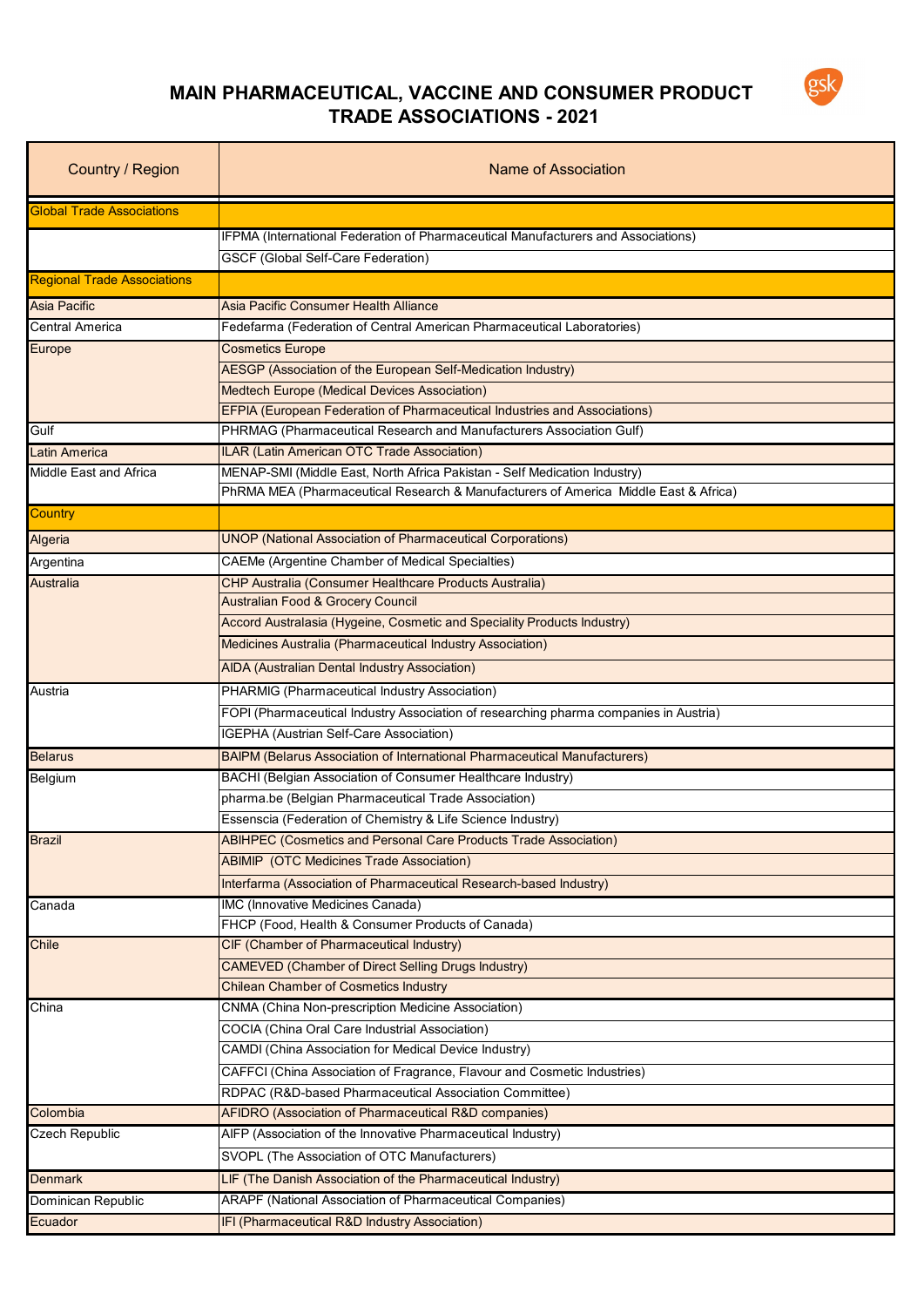# MAIN PHARMACEUTICAL, VACCINE AND CONSUMER PRODUCT TRADE ASSOCIATIONS - 2021

| Country / Region | Name of Association |
|---|---|
| Global Trade Associations | |
| | IFPMA (International Federation of Pharmaceutical Manufacturers and Associations) |
| | GSCF (Global Self-Care Federation) |
| Regional Trade Associations | |
| Asia Pacific | Asia Pacific Consumer Health Alliance |
| Central America | Fedefarma (Federation of Central American Pharmaceutical Laboratories) |
| Europe | Cosmetics Europe |
| | AESGP (Association of the European Self-Medication Industry) |
| | Medtech Europe (Medical Devices Association) |
| | EFPIA (European Federation of Pharmaceutical Industries and Associations) |
| Gulf | PHRMAG (Pharmaceutical Research and Manufacturers Association Gulf) |
| Latin America | ILAR (Latin American OTC Trade Association) |
| Middle East and Africa | MENAP-SMI (Middle East, North Africa Pakistan - Self Medication Industry) |
| | PhRMA MEA (Pharmaceutical Research & Manufacturers of America Middle East & Africa) |
| Country | |
| Algeria | UNOP (National Association of Pharmaceutical Corporations) |
| Argentina | CAEMe (Argentine Chamber of Medical Specialties) |
| Australia | CHP Australia (Consumer Healthcare Products Australia) |
| | Australian Food & Grocery Council |
| | Accord Australasia (Hygeine, Cosmetic and Speciality Products Industry) |
| | Medicines Australia (Pharmaceutical Industry Association) |
| | AIDA (Australian Dental Industry Association) |
| Austria | PHARMIG (Pharmaceutical Industry Association) |
| | FOPI (Pharmaceutical Industry Association of researching pharma companies in Austria) |
| | IGEPHA (Austrian Self-Care Association) |
| Belarus | BAIPM (Belarus Association of International Pharmaceutical Manufacturers) |
| Belgium | BACHI (Belgian Association of Consumer Healthcare Industry) |
| | pharma.be (Belgian Pharmaceutical Trade Association) |
| | Essenscia (Federation of Chemistry & Life Science Industry) |
| Brazil | ABIHPEC (Cosmetics and Personal Care Products Trade Association) |
| | ABIMIP (OTC Medicines Trade Association) |
| | Interfarma (Association of Pharmaceutical Research-based Industry) |
| Canada | IMC (Innovative Medicines Canada) |
| | FHCP (Food, Health & Consumer Products of Canada) |
| Chile | CIF (Chamber of Pharmaceutical Industry) |
| | CAMEVED (Chamber of Direct Selling Drugs Industry) |
| | Chilean Chamber of Cosmetics Industry |
| China | CNMA (China Non-prescription Medicine Association) |
| | COCIA (China Oral Care Industrial Association) |
| | CAMDI (China Association for Medical Device Industry) |
| | CAFFCI (China Association of Fragrance, Flavour and Cosmetic Industries) |
| | RDPAC (R&D-based Pharmaceutical Association Committee) |
| Colombia | AFIDRO (Association of Pharmaceutical R&D companies) |
| Czech Republic | AIFP (Association of the Innovative Pharmaceutical Industry) |
| | SVOPL (The Association of OTC Manufacturers) |
| Denmark | LIF (The Danish Association of the Pharmaceutical Industry) |
| Dominican Republic | ARAPF (National Association of Pharmaceutical Companies) |
| Ecuador | IFI (Pharmaceutical R&D Industry Association) |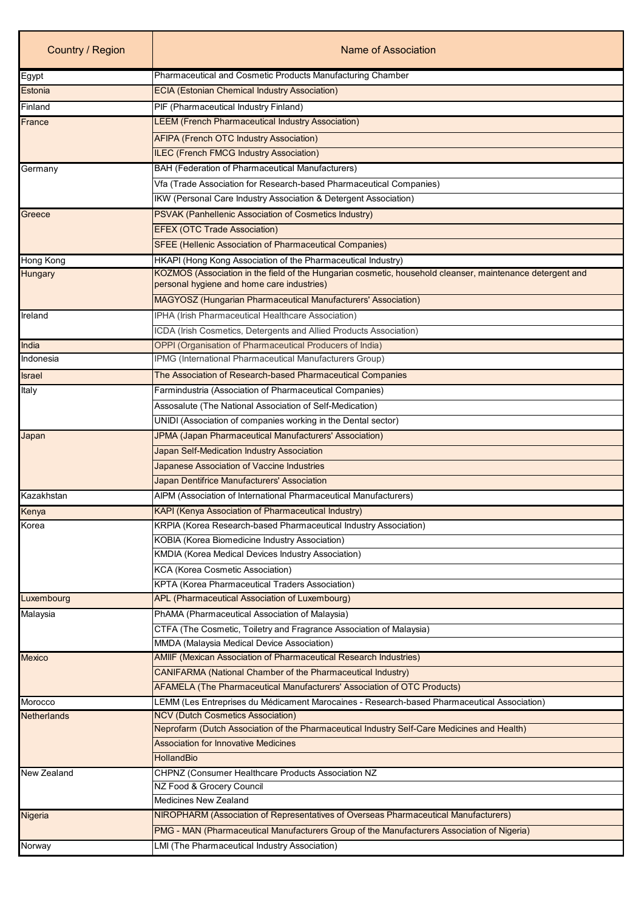| Country / Region | Name of Association |
|---|---|
| Egypt | Pharmaceutical and Cosmetic Products Manufacturing Chamber |
| Estonia | ECIA (Estonian Chemical Industry Association) |
| Finland | PIF (Pharmaceutical Industry Finland) |
| France | LEEM (French Pharmaceutical Industry Association) |
| | AFIPA (French OTC Industry Association) |
| | ILEC (French FMCG Industry Association) |
| Germany | BAH (Federation of Pharmaceutical Manufacturers) |
| | Vfa (Trade Association for Research-based Pharmaceutical Companies) |
| | IKW (Personal Care Industry Association & Detergent Association) |
| Greece | PSVAK (Panhellenic Association of Cosmetics Industry) |
| | EFEX (OTC Trade Association) |
| | SFEE (Hellenic Association of Pharmaceutical Companies) |
| Hong Kong | HKAPI (Hong Kong Association of the Pharmaceutical Industry) |
| Hungary | KOZMOS (Association in the field of the Hungarian cosmetic, household cleanser, maintenance detergent and personal hygiene and home care industries) |
| | MAGYOSZ (Hungarian Pharmaceutical Manufacturers' Association) |
| Ireland | IPHA (Irish Pharmaceutical Healthcare Association) |
| | ICDA (Irish Cosmetics, Detergents and Allied Products Association) |
| India | OPPI (Organisation of Pharmaceutical Producers of India) |
| Indonesia | IPMG (International Pharmaceutical Manufacturers Group) |
| Israel | The Association of Research-based Pharmaceutical Companies |
| Italy | Farmindustria (Association of Pharmaceutical Companies) |
| | Assosalute (The National Association of Self-Medication) |
| | UNIDI (Association of companies working in the Dental sector) |
| Japan | JPMA (Japan Pharmaceutical Manufacturers' Association) |
| | Japan Self-Medication Industry Association |
| | Japanese Association of Vaccine Industries |
| | Japan Dentifrice Manufacturers' Association |
| Kazakhstan | AIPM (Association of International Pharmaceutical Manufacturers) |
| Kenya | KAPI (Kenya Association of Pharmaceutical Industry) |
| Korea | KRPIA (Korea Research-based Pharmaceutical Industry Association) |
| | KOBIA (Korea Biomedicine Industry Association) |
| | KMDIA (Korea Medical Devices Industry Association) |
| | KCA (Korea Cosmetic Association) |
| | KPTA (Korea Pharmaceutical Traders Association) |
| Luxembourg | APL (Pharmaceutical Association of Luxembourg) |
| Malaysia | PhAMA (Pharmaceutical Association of Malaysia) |
| | CTFA (The Cosmetic, Toiletry and Fragrance Association of Malaysia) |
| | MMDA (Malaysia Medical Device Association) |
| Mexico | AMIIF (Mexican Association of Pharmaceutical Research Industries) |
| | CANIFARMA (National Chamber of the Pharmaceutical Industry) |
| | AFAMELA (The Pharmaceutical Manufacturers' Association of OTC Products) |
| Morocco | LEMM (Les Entreprises du Médicament Marocaines - Research-based Pharmaceutical Association) |
| Netherlands | NCV (Dutch Cosmetics Association) |
| | Neprofarm (Dutch Association of the Pharmaceutical Industry Self-Care Medicines and Health) |
| | Association for Innovative Medicines |
| | HollandBio |
| New Zealand | CHPNZ (Consumer Healthcare Products Association NZ |
| | NZ Food & Grocery Council |
| | Medicines New Zealand |
| Nigeria | NIROPHARM (Association of Representatives of Overseas Pharmaceutical Manufacturers) |
| | PMG - MAN (Pharmaceutical Manufacturers Group of the Manufacturers Association of Nigeria) |
| Norway | LMI (The Pharmaceutical Industry Association) |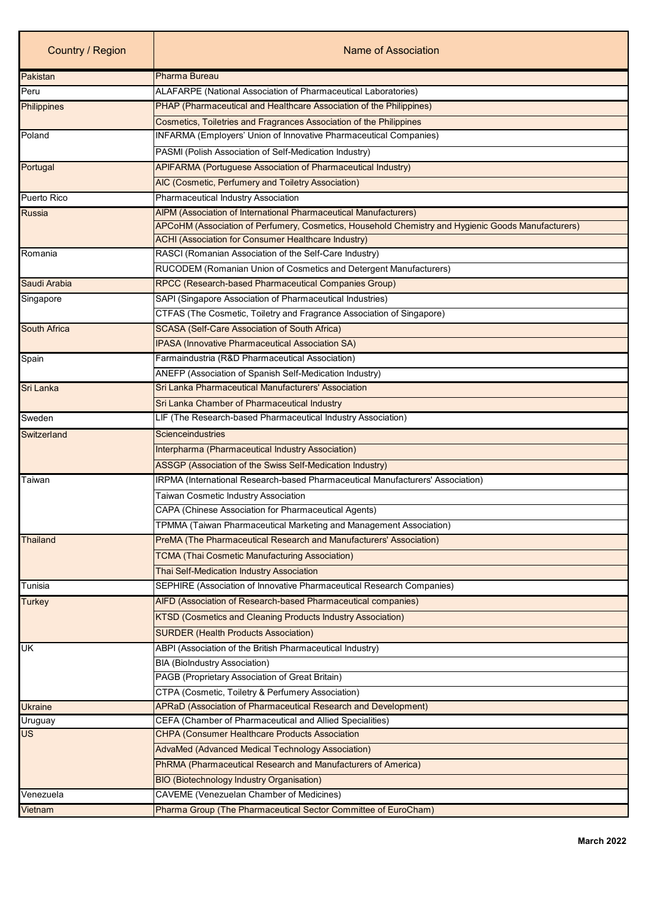| Country / Region | Name of Association |
| --- | --- |
| Pakistan | Pharma Bureau |
| Peru | ALAFARPE (National Association of Pharmaceutical Laboratories) |
| Philippines | PHAP (Pharmaceutical and Healthcare Association of the Philippines) |
| | Cosmetics, Toiletries and Fragrances Association of the Philippines |
| Poland | INFARMA (Employers' Union of Innovative Pharmaceutical Companies) |
| | PASMI (Polish Association of Self-Medication Industry) |
| Portugal | APIFARMA (Portuguese Association of Pharmaceutical Industry) |
| | AIC (Cosmetic, Perfumery and Toiletry Association) |
| Puerto Rico | Pharmaceutical Industry Association |
| Russia | AIPM (Association of International Pharmaceutical Manufacturers) |
| | APCoHM (Association of Perfumery, Cosmetics, Household Chemistry and Hygienic Goods Manufacturers) |
| | ACHI (Association for Consumer Healthcare Industry) |
| Romania | RASCI (Romanian Association of the Self-Care Industry) |
| | RUCODEM (Romanian Union of Cosmetics and Detergent Manufacturers) |
| Saudi Arabia | RPCC (Research-based Pharmaceutical Companies Group) |
| Singapore | SAPI (Singapore Association of Pharmaceutical Industries) |
| | CTFAS (The Cosmetic, Toiletry and Fragrance Association of Singapore) |
| South Africa | SCASA (Self-Care Association of South Africa) |
| | IPASA (Innovative Pharmaceutical Association SA) |
| Spain | Farmaindustria (R&D Pharmaceutical Association) |
| | ANEFP (Association of Spanish Self-Medication Industry) |
| Sri Lanka | Sri Lanka Pharmaceutical Manufacturers' Association |
| | Sri Lanka Chamber of Pharmaceutical Industry |
| Sweden | LIF (The Research-based Pharmaceutical Industry Association) |
| Switzerland | Scienceindustries |
| | Interpharma (Pharmaceutical Industry Association) |
| | ASSGP (Association of the Swiss Self-Medication Industry) |
| Taiwan | IRPMA (International Research-based Pharmaceutical Manufacturers' Association) |
| | Taiwan Cosmetic Industry Association |
| | CAPA (Chinese Association for Pharmaceutical Agents) |
| | TPMMA (Taiwan Pharmaceutical Marketing and Management Association) |
| Thailand | PreMA (The Pharmaceutical Research and Manufacturers' Association) |
| | TCMA (Thai Cosmetic Manufacturing Association) |
| | Thai Self-Medication Industry Association |
| Tunisia | SEPHIRE (Association of Innovative Pharmaceutical Research Companies) |
| Turkey | AIFD (Association of Research-based Pharmaceutical companies) |
| | KTSD (Cosmetics and Cleaning Products Industry Association) |
| | SURDER (Health Products Association) |
| UK | ABPI (Association of the British Pharmaceutical Industry) |
| | BIA (BioIndustry Association) |
| | PAGB (Proprietary Association of Great Britain) |
| | CTPA (Cosmetic, Toiletry & Perfumery Association) |
| Ukraine | APRaD (Association of Pharmaceutical Research and Development) |
| Uruguay | CEFA (Chamber of Pharmaceutical and Allied Specialities) |
| US | CHPA (Consumer Healthcare Products Association |
| | AdvaMed (Advanced Medical Technology Association) |
| | PhRMA (Pharmaceutical Research and Manufacturers of America) |
| | BIO (Biotechnology Industry Organisation) |
| Venezuela | CAVEME (Venezuelan Chamber of Medicines) |
| Vietnam | Pharma Group (The Pharmaceutical Sector Committee of EuroCham) |

**March 2022**